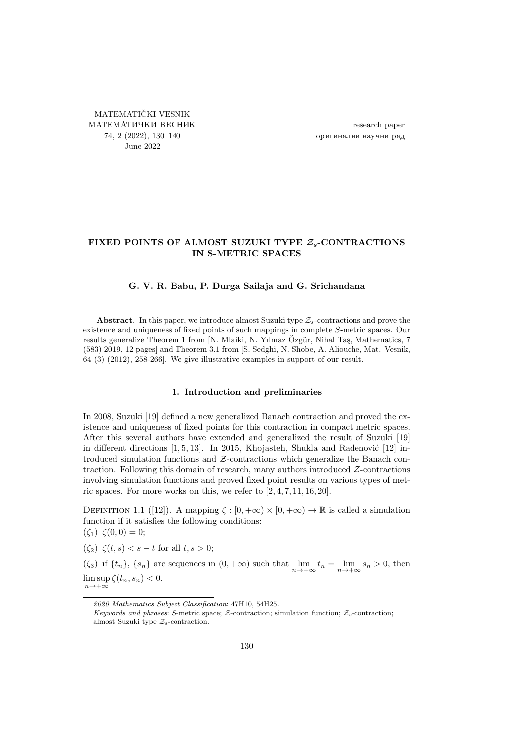MATEMATIČKI VESNIK
МАТЕМАТИЧКИ ВЕСНИК
74, 2 (2022), 130–140
June 2022

research paper
оригинални научни рад

# FIXED POINTS OF ALMOST SUZUKI TYPE $\mathcal{Z}_s$-CONTRACTIONS IN S-METRIC SPACES

**G. V. R. Babu, P. Durga Sailaja and G. Srichandana**

**Abstract**. In this paper, we introduce almost Suzuki type $\mathcal{Z}_s$-contractions and prove the existence and uniqueness of fixed points of such mappings in complete $S$-metric spaces. Our results generalize Theorem 1 from [N. Mlaiki, N. Yılmaz Özgür, Nihal Taş, Mathematics, 7 (583) 2019, 12 pages] and Theorem 3.1 from [S. Sedghi, N. Shobe, A. Aliouche, Mat. Vesnik, 64 (3) (2012), 258-266]. We give illustrative examples in support of our result.

## 1. Introduction and preliminaries

In 2008, Suzuki [19] defined a new generalized Banach contraction and proved the existence and uniqueness of fixed points for this contraction in compact metric spaces. After this several authors have extended and generalized the result of Suzuki [19] in different directions [1, 5, 13]. In 2015, Khojasteh, Shukla and Radenović [12] introduced simulation functions and $\mathcal{Z}$-contractions which generalize the Banach contraction. Following this domain of research, many authors introduced $\mathcal{Z}$-contractions involving simulation functions and proved fixed point results on various types of metric spaces. For more works on this, we refer to [2, 4, 7, 11, 16, 20].

Definition 1.1 ([12]). A mapping $\zeta : [0, +\infty) \times [0, +\infty) \to \mathbb{R}$ is called a simulation function if it satisfies the following conditions:

$(\zeta_1)$ $\zeta(0, 0) = 0$;

$(\zeta_2)$ $\zeta(t, s) < s - t$ for all $t, s > 0$;

$(\zeta_3)$ if $\{t_n\}$, $\{s_n\}$ are sequences in $(0, +\infty)$ such that $\lim\limits_{n\to+\infty} t_n = \lim\limits_{n\to+\infty} s_n > 0$, then $\limsup\limits_{n\to+\infty} \zeta(t_n, s_n) < 0$.

*2020 Mathematics Subject Classification*: 47H10, 54H25.

*Keywords and phrases*: $S$-metric space; $\mathcal{Z}$-contraction; simulation function; $\mathcal{Z}_s$-contraction; almost Suzuki type $\mathcal{Z}_s$-contraction.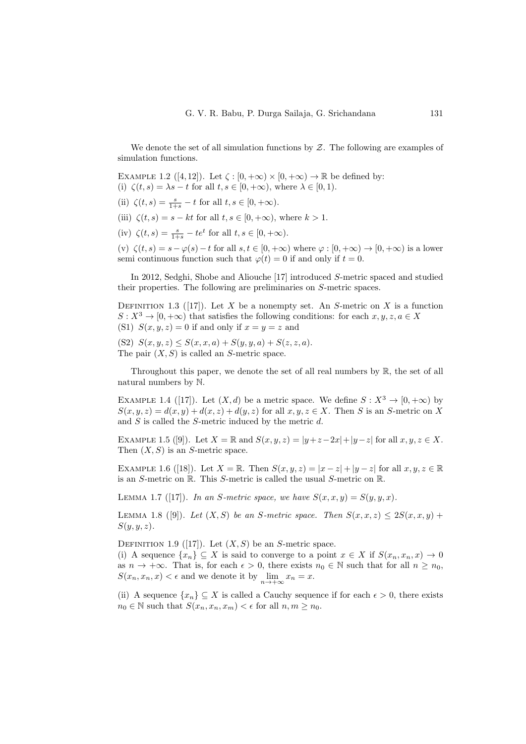We denote the set of all simulation functions by $\mathcal{Z}$. The following are examples of simulation functions.

Example 1.2 ([4,12]). Let $\zeta : [0, +\infty) \times [0, +\infty) \to \mathbb{R}$ be defined by:
(i) $\zeta(t, s) = \lambda s - t$ for all $t, s \in [0, +\infty)$, where $\lambda \in [0, 1)$.

(ii) $\zeta(t, s) = \frac{s}{1+s} - t$ for all $t, s \in [0, +\infty)$.

(iii) $\zeta(t, s) = s - kt$ for all $t, s \in [0, +\infty)$, where $k > 1$.

(iv) $\zeta(t, s) = \frac{s}{1+s} - te^t$ for all $t, s \in [0, +\infty)$.

(v) $\zeta(t, s) = s - \varphi(s) - t$ for all $s, t \in [0, +\infty)$ where $\varphi : [0, +\infty) \to [0, +\infty)$ is a lower semi continuous function such that $\varphi(t) = 0$ if and only if $t = 0$.

In 2012, Sedghi, Shobe and Aliouche [17] introduced $S$-metric spaced and studied their properties. The following are preliminaries on $S$-metric spaces.

Definition 1.3 ([17]). Let $X$ be a nonempty set. An $S$-metric on $X$ is a function $S : X^3 \to [0, +\infty)$ that satisfies the following conditions: for each $x, y, z, a \in X$
(S1) $S(x, y, z) = 0$ if and only if $x = y = z$ and

(S2) $S(x, y, z) \leq S(x, x, a) + S(y, y, a) + S(z, z, a)$.
The pair $(X, S)$ is called an $S$-metric space.

Throughout this paper, we denote the set of all real numbers by $\mathbb{R}$, the set of all natural numbers by $\mathbb{N}$.

Example 1.4 ([17]). Let $(X, d)$ be a metric space. We define $S : X^3 \to [0, +\infty)$ by $S(x, y, z) = d(x, y) + d(x, z) + d(y, z)$ for all $x, y, z \in X$. Then $S$ is an $S$-metric on $X$ and $S$ is called the $S$-metric induced by the metric $d$.

Example 1.5 ([9]). Let $X = \mathbb{R}$ and $S(x, y, z) = |y+z-2x|+|y-z|$ for all $x, y, z \in X$. Then $(X, S)$ is an $S$-metric space.

Example 1.6 ([18]). Let $X = \mathbb{R}$. Then $S(x, y, z) = |x - z| + |y - z|$ for all $x, y, z \in \mathbb{R}$ is an $S$-metric on $\mathbb{R}$. This $S$-metric is called the usual $S$-metric on $\mathbb{R}$.

Lemma 1.7 ([17]). *In an $S$-metric space, we have $S(x, x, y) = S(y, y, x)$.*

Lemma 1.8 ([9]). *Let $(X, S)$ be an $S$-metric space. Then $S(x, x, z) \leq 2S(x, x, y) + S(y, y, z)$.*

Definition 1.9 ([17]). Let $(X, S)$ be an $S$-metric space.
(i) A sequence $\{x_n\} \subseteq X$ is said to converge to a point $x \in X$ if $S(x_n, x_n, x) \to 0$ as $n \to +\infty$. That is, for each $\epsilon > 0$, there exists $n_0 \in \mathbb{N}$ such that for all $n \geq n_0$, $S(x_n, x_n, x) < \epsilon$ and we denote it by $\lim\limits_{n \to +\infty} x_n = x$.

(ii) A sequence $\{x_n\} \subseteq X$ is called a Cauchy sequence if for each $\epsilon > 0$, there exists $n_0 \in \mathbb{N}$ such that $S(x_n, x_n, x_m) < \epsilon$ for all $n, m \geq n_0$.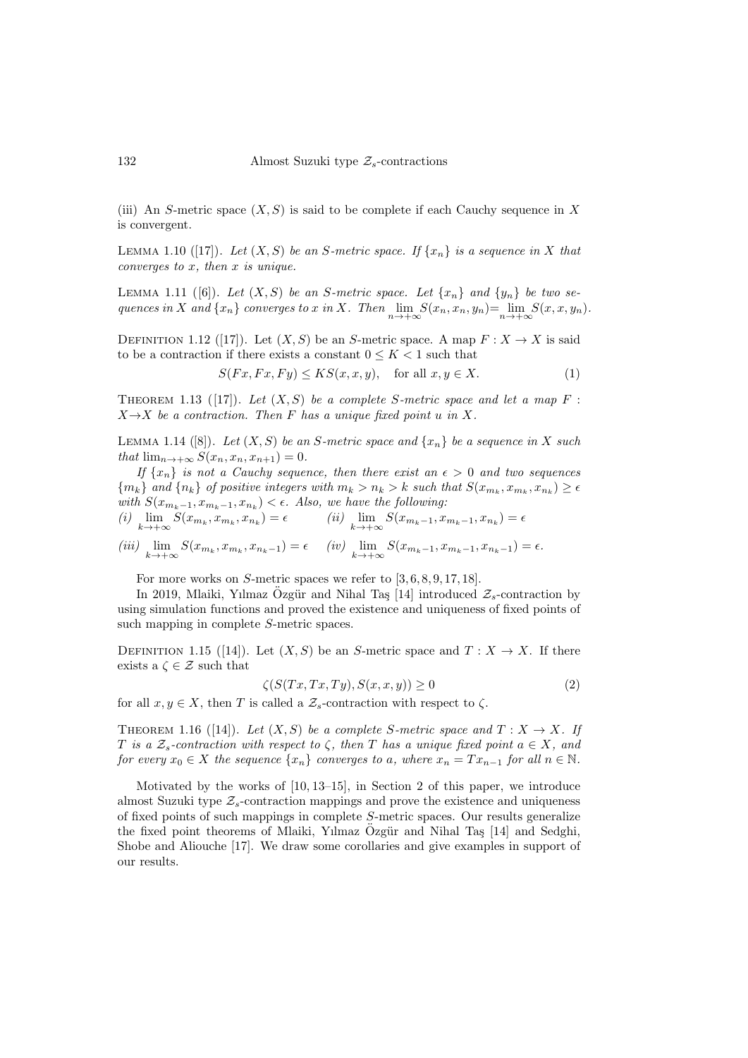(iii) An $S$-metric space $(X, S)$ is said to be complete if each Cauchy sequence in $X$ is convergent.

Lemma 1.10 ([17]). *Let $(X, S)$ be an $S$-metric space. If $\{x_n\}$ is a sequence in $X$ that converges to $x$, then $x$ is unique.*

Lemma 1.11 ([6]). *Let $(X, S)$ be an $S$-metric space. Let $\{x_n\}$ and $\{y_n\}$ be two sequences in $X$ and $\{x_n\}$ converges to $x$ in $X$. Then $\lim_{n\to+\infty} S(x_n, x_n, y_n) = \lim_{n\to+\infty} S(x, x, y_n)$.*

Definition 1.12 ([17]). Let $(X, S)$ be an $S$-metric space. A map $F : X \to X$ is said to be a contraction if there exists a constant $0 \leq K < 1$ such that

$$S(Fx, Fx, Fy) \leq KS(x, x, y), \quad \text{for all } x, y \in X. \tag{1}$$

Theorem 1.13 ([17]). *Let $(X, S)$ be a complete $S$-metric space and let a map $F : X \to X$ be a contraction. Then $F$ has a unique fixed point $u$ in $X$.*

Lemma 1.14 ([8]). *Let $(X, S)$ be an $S$-metric space and $\{x_n\}$ be a sequence in $X$ such that $\lim_{n\to+\infty} S(x_n, x_n, x_{n+1}) = 0$.*

*If $\{x_n\}$ is not a Cauchy sequence, then there exist an $\epsilon > 0$ and two sequences $\{m_k\}$ and $\{n_k\}$ of positive integers with $m_k > n_k > k$ such that $S(x_{m_k}, x_{m_k}, x_{n_k}) \geq \epsilon$ with $S(x_{m_k-1}, x_{m_k-1}, x_{n_k}) < \epsilon$. Also, we have the following:*

*(i)* $\lim_{k\to+\infty} S(x_{m_k}, x_{m_k}, x_{n_k}) = \epsilon$ *(ii)* $\lim_{k\to+\infty} S(x_{m_k-1}, x_{m_k-1}, x_{n_k}) = \epsilon$

*(iii)* $\lim_{k\to+\infty} S(x_{m_k}, x_{m_k}, x_{n_k-1}) = \epsilon$ *(iv)* $\lim_{k\to+\infty} S(x_{m_k-1}, x_{m_k-1}, x_{n_k-1}) = \epsilon$.

For more works on $S$-metric spaces we refer to [3, 6, 8, 9, 17, 18].

In 2019, Mlaiki, Yılmaz Özgür and Nihal Taş [14] introduced $\mathcal{Z}_s$-contraction by using simulation functions and proved the existence and uniqueness of fixed points of such mapping in complete $S$-metric spaces.

Definition 1.15 ([14]). Let $(X, S)$ be an $S$-metric space and $T : X \to X$. If there exists a $\zeta \in \mathcal{Z}$ such that

$$\zeta(S(Tx, Tx, Ty), S(x, x, y)) \geq 0 \tag{2}$$

for all $x, y \in X$, then $T$ is called a $\mathcal{Z}_s$-contraction with respect to $\zeta$.

Theorem 1.16 ([14]). *Let $(X, S)$ be a complete $S$-metric space and $T : X \to X$. If $T$ is a $\mathcal{Z}_s$-contraction with respect to $\zeta$, then $T$ has a unique fixed point $a \in X$, and for every $x_0 \in X$ the sequence $\{x_n\}$ converges to $a$, where $x_n = Tx_{n-1}$ for all $n \in \mathbb{N}$.*

Motivated by the works of [10, 13–15], in Section 2 of this paper, we introduce almost Suzuki type $\mathcal{Z}_s$-contraction mappings and prove the existence and uniqueness of fixed points of such mappings in complete $S$-metric spaces. Our results generalize the fixed point theorems of Mlaiki, Yılmaz Özgür and Nihal Taş [14] and Sedghi, Shobe and Aliouche [17]. We draw some corollaries and give examples in support of our results.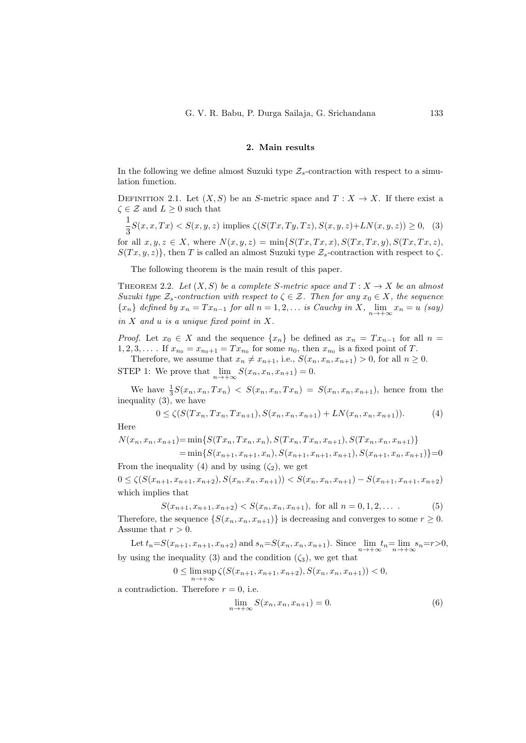## 2. Main results

In the following we define almost Suzuki type $\mathcal{Z}_s$-contraction with respect to a simulation function.

Definition 2.1. Let $(X, S)$ be an $S$-metric space and $T : X \to X$. If there exist a $\zeta \in \mathcal{Z}$ and $L \geq 0$ such that

$$\frac{1}{3}S(x, x, Tx) < S(x, y, z) \text{ implies } \zeta(S(Tx, Ty, Tz), S(x, y, z) + LN(x, y, z)) \geq 0, \quad (3)$$

for all $x, y, z \in X$, where $N(x, y, z) = \min\{S(Tx, Tx, x), S(Tx, Tx, y), S(Tx, Tx, z), S(Tx, y, z)\}$, then $T$ is called an almost Suzuki type $\mathcal{Z}_s$-contraction with respect to $\zeta$.

The following theorem is the main result of this paper.

Theorem 2.2. *Let $(X, S)$ be a complete $S$-metric space and $T : X \to X$ be an almost Suzuki type $\mathcal{Z}_s$-contraction with respect to $\zeta \in \mathcal{Z}$. Then for any $x_0 \in X$, the sequence $\{x_n\}$ defined by $x_n = Tx_{n-1}$ for all $n = 1, 2, \ldots$ is Cauchy in $X$, $\lim_{n \to +\infty} x_n = u$ (say) in $X$ and $u$ is a unique fixed point in $X$.*

*Proof.* Let $x_0 \in X$ and the sequence $\{x_n\}$ be defined as $x_n = Tx_{n-1}$ for all $n = 1, 2, 3, \ldots$. If $x_{n_0} = x_{n_0+1} = Tx_{n_0}$ for some $n_0$, then $x_{n_0}$ is a fixed point of $T$.

Therefore, we assume that $x_n \neq x_{n+1}$, i.e., $S(x_n, x_n, x_{n+1}) > 0$, for all $n \geq 0$.

STEP 1: We prove that $\lim_{n \to +\infty} S(x_n, x_n, x_{n+1}) = 0$.

We have $\frac{1}{3}S(x_n, x_n, Tx_n) < S(x_n, x_n, Tx_n) = S(x_n, x_n, x_{n+1})$, hence from the inequality (3), we have

$$0 \leq \zeta(S(Tx_n, Tx_n, Tx_{n+1}), S(x_n, x_n, x_{n+1}) + LN(x_n, x_n, x_{n+1})). \quad (4)$$

Here

$$\begin{aligned} N(x_n, x_n, x_{n+1}) &= \min\{S(Tx_n, Tx_n, x_n), S(Tx_n, Tx_n, x_{n+1}), S(Tx_n, x_n, x_{n+1})\} \\ &= \min\{S(x_{n+1}, x_{n+1}, x_n), S(x_{n+1}, x_{n+1}, x_{n+1}), S(x_{n+1}, x_n, x_{n+1})\} = 0 \end{aligned}$$

From the inequality (4) and by using $(\zeta_2)$, we get

$$0 \leq \zeta(S(x_{n+1}, x_{n+1}, x_{n+2}), S(x_n, x_n, x_{n+1})) < S(x_n, x_n, x_{n+1}) - S(x_{n+1}, x_{n+1}, x_{n+2})$$

which implies that

$$S(x_{n+1}, x_{n+1}, x_{n+2}) < S(x_n, x_n, x_{n+1}), \text{ for all } n = 0, 1, 2, \ldots. \quad (5)$$

Therefore, the sequence $\{S(x_n, x_n, x_{n+1})\}$ is decreasing and converges to some $r \geq 0$. Assume that $r > 0$.

Let $t_n = S(x_{n+1}, x_{n+1}, x_{n+2})$ and $s_n = S(x_n, x_n, x_{n+1})$. Since $\lim_{n \to +\infty} t_n = \lim_{n \to +\infty} s_n = r > 0$, by using the inequality (3) and the condition $(\zeta_3)$, we get that

$$0 \leq \limsup_{n \to +\infty} \zeta(S(x_{n+1}, x_{n+1}, x_{n+2}), S(x_n, x_n, x_{n+1})) < 0,$$

a contradiction. Therefore $r = 0$, i.e.

$$\lim_{n \to +\infty} S(x_n, x_n, x_{n+1}) = 0. \quad (6)$$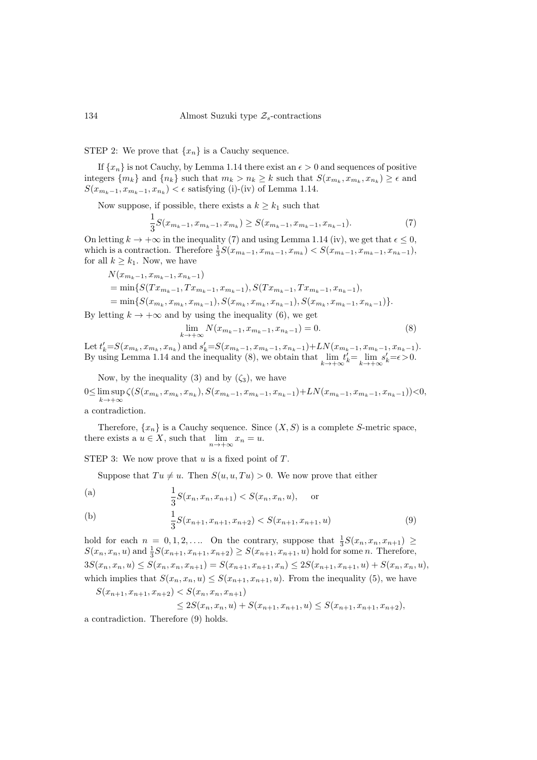STEP 2: We prove that $\{x_n\}$ is a Cauchy sequence.

If $\{x_n\}$ is not Cauchy, by Lemma 1.14 there exist an $\epsilon > 0$ and sequences of positive integers $\{m_k\}$ and $\{n_k\}$ such that $m_k > n_k \geq k$ such that $S(x_{m_k}, x_{m_k}, x_{n_k}) \geq \epsilon$ and $S(x_{m_k-1}, x_{m_k-1}, x_{n_k}) < \epsilon$ satisfying (i)-(iv) of Lemma 1.14.

Now suppose, if possible, there exists a $k \geq k_1$ such that

$$\frac{1}{3}S(x_{m_k-1}, x_{m_k-1}, x_{m_k}) \geq S(x_{m_k-1}, x_{m_k-1}, x_{n_k-1}). \tag{7}$$

On letting $k \to +\infty$ in the inequality (7) and using Lemma 1.14 (iv), we get that $\epsilon \leq 0$, which is a contraction. Therefore $\frac{1}{3}S(x_{m_k-1}, x_{m_k-1}, x_{m_k}) < S(x_{m_k-1}, x_{m_k-1}, x_{n_k-1})$, for all $k \geq k_1$. Now, we have

$$\begin{aligned}
&N(x_{m_k-1}, x_{m_k-1}, x_{n_k-1}) \\
&= \min\{S(Tx_{m_k-1}, Tx_{m_k-1}, x_{m_k-1}), S(Tx_{m_k-1}, Tx_{m_k-1}, x_{n_k-1}), \\
&= \min\{S(x_{m_k}, x_{m_k}, x_{m_k-1}), S(x_{m_k}, x_{m_k}, x_{n_k-1}), S(x_{m_k}, x_{m_k-1}, x_{n_k-1})\}.
\end{aligned}$$

By letting $k \to +\infty$ and by using the inequality (6), we get

$$\lim_{k\to+\infty} N(x_{m_k-1}, x_{m_k-1}, x_{n_k-1}) = 0. \tag{8}$$

Let $t'_k = S(x_{m_k}, x_{m_k}, x_{n_k})$ and $s'_k = S(x_{m_k-1}, x_{m_k-1}, x_{n_k-1}) + LN(x_{m_k-1}, x_{m_k-1}, x_{n_k-1})$. By using Lemma 1.14 and the inequality (8), we obtain that $\lim_{k\to+\infty} t'_k = \lim_{k\to+\infty} s'_k = \epsilon > 0$.

Now, by the inequality (3) and by $(\zeta_3)$, we have

$$0 \leq \limsup_{k\to+\infty} \zeta(S(x_{m_k}, x_{m_k}, x_{n_k}), S(x_{m_k-1}, x_{m_k-1}, x_{n_k-1}) + LN(x_{m_k-1}, x_{m_k-1}, x_{n_k-1})) < 0,$$

a contradiction.

Therefore, $\{x_n\}$ is a Cauchy sequence. Since $(X, S)$ is a complete $S$-metric space, there exists a $u \in X$, such that $\lim_{n\to+\infty} x_n = u$.

STEP 3: We now prove that $u$ is a fixed point of $T$.

Suppose that $Tu \neq u$. Then $S(u, u, Tu) > 0$. We now prove that either

$$\text{(a)} \qquad \frac{1}{3}S(x_n, x_n, x_{n+1}) < S(x_n, x_n, u), \quad \text{or}$$

$$\text{(b)} \qquad \frac{1}{3}S(x_{n+1}, x_{n+1}, x_{n+2}) < S(x_{n+1}, x_{n+1}, u) \tag{9}$$

hold for each $n = 0, 1, 2, \ldots$. On the contrary, suppose that $\frac{1}{3}S(x_n, x_n, x_{n+1}) \geq S(x_n, x_n, u)$ and $\frac{1}{3}S(x_{n+1}, x_{n+1}, x_{n+2}) \geq S(x_{n+1}, x_{n+1}, u)$ hold for some $n$. Therefore, $3S(x_n, x_n, u) \leq S(x_n, x_n, x_{n+1}) = S(x_{n+1}, x_{n+1}, x_n) \leq 2S(x_{n+1}, x_{n+1}, u) + S(x_n, x_n, u)$, which implies that $S(x_n, x_n, u) \leq S(x_{n+1}, x_{n+1}, u)$. From the inequality (5), we have

$$\begin{aligned}
S(x_{n+1}, x_{n+1}, x_{n+2}) &< S(x_n, x_n, x_{n+1}) \\
&\leq 2S(x_n, x_n, u) + S(x_{n+1}, x_{n+1}, u) \leq S(x_{n+1}, x_{n+1}, x_{n+2}),
\end{aligned}$$

a contradiction. Therefore (9) holds.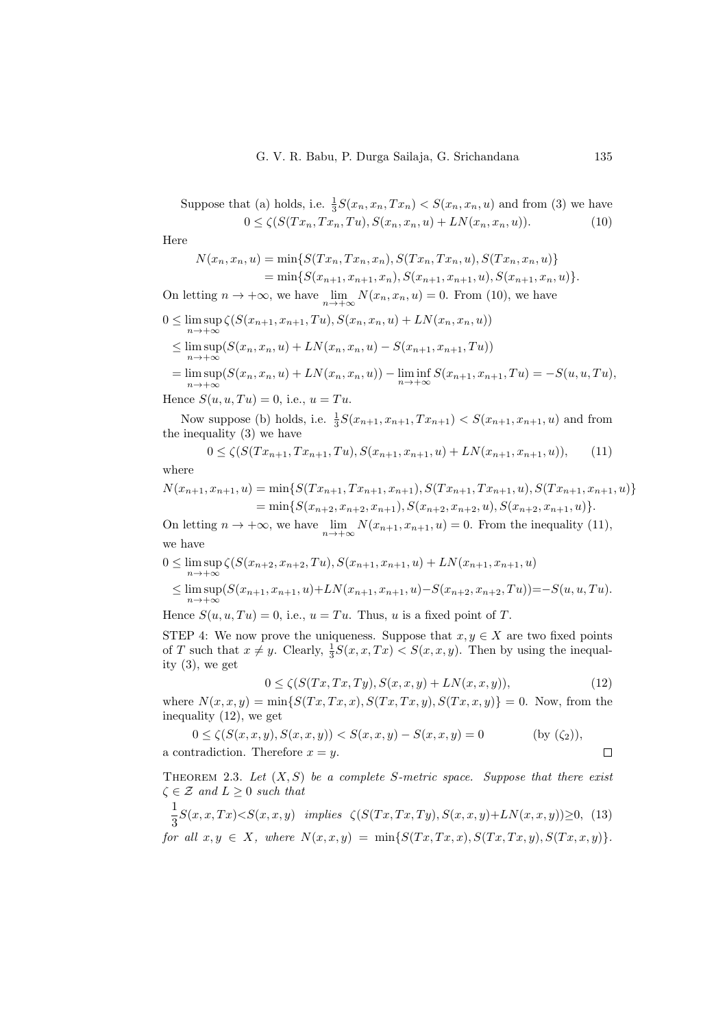Suppose that (a) holds, i.e. $\frac{1}{3}S(x_n, x_n, Tx_n) < S(x_n, x_n, u)$ and from (3) we have

$$0 \leq \zeta(S(Tx_n, Tx_n, Tu), S(x_n, x_n, u) + LN(x_n, x_n, u)). \tag{10}$$

Here

$$\begin{aligned} N(x_n, x_n, u) &= \min\{S(Tx_n, Tx_n, x_n), S(Tx_n, Tx_n, u), S(Tx_n, x_n, u)\} \\ &= \min\{S(x_{n+1}, x_{n+1}, x_n), S(x_{n+1}, x_{n+1}, u), S(x_{n+1}, x_n, u)\}. \end{aligned}$$

On letting $n \to +\infty$, we have $\lim_{n\to+\infty} N(x_n, x_n, u) = 0$. From (10), we have

$$\begin{aligned} 0 &\leq \limsup_{n\to+\infty} \zeta(S(x_{n+1}, x_{n+1}, Tu), S(x_n, x_n, u) + LN(x_n, x_n, u)) \\ &\leq \limsup_{n\to+\infty}(S(x_n, x_n, u) + LN(x_n, x_n, u) - S(x_{n+1}, x_{n+1}, Tu)) \\ &= \limsup_{n\to+\infty}(S(x_n, x_n, u) + LN(x_n, x_n, u)) - \liminf_{n\to+\infty} S(x_{n+1}, x_{n+1}, Tu) = -S(u, u, Tu), \end{aligned}$$

Hence $S(u, u, Tu) = 0$, i.e., $u = Tu$.

Now suppose (b) holds, i.e. $\frac{1}{3}S(x_{n+1}, x_{n+1}, Tx_{n+1}) < S(x_{n+1}, x_{n+1}, u)$ and from the inequality (3) we have

$$0 \leq \zeta(S(Tx_{n+1}, Tx_{n+1}, Tu), S(x_{n+1}, x_{n+1}, u) + LN(x_{n+1}, x_{n+1}, u)), \tag{11}$$

where

$$\begin{aligned} N(x_{n+1}, x_{n+1}, u) &= \min\{S(Tx_{n+1}, Tx_{n+1}, x_{n+1}), S(Tx_{n+1}, Tx_{n+1}, u), S(Tx_{n+1}, x_{n+1}, u)\} \\ &= \min\{S(x_{n+2}, x_{n+2}, x_{n+1}), S(x_{n+2}, x_{n+2}, u), S(x_{n+2}, x_{n+1}, u)\}. \end{aligned}$$

On letting $n \to +\infty$, we have $\lim_{n\to+\infty} N(x_{n+1}, x_{n+1}, u) = 0$. From the inequality (11), we have

$$\begin{aligned} 0 &\leq \limsup_{n\to+\infty} \zeta(S(x_{n+2}, x_{n+2}, Tu), S(x_{n+1}, x_{n+1}, u) + LN(x_{n+1}, x_{n+1}, u) \\ &\leq \limsup_{n\to+\infty}(S(x_{n+1}, x_{n+1}, u) + LN(x_{n+1}, x_{n+1}, u) - S(x_{n+2}, x_{n+2}, Tu)) = -S(u, u, Tu). \end{aligned}$$

Hence $S(u, u, Tu) = 0$, i.e., $u = Tu$. Thus, $u$ is a fixed point of $T$.

STEP 4: We now prove the uniqueness. Suppose that $x, y \in X$ are two fixed points of $T$ such that $x \neq y$. Clearly, $\frac{1}{3}S(x, x, Tx) < S(x, x, y)$. Then by using the inequality (3), we get

$$0 \leq \zeta(S(Tx, Tx, Ty), S(x, x, y) + LN(x, x, y)), \tag{12}$$

where $N(x, x, y) = \min\{S(Tx, Tx, x), S(Tx, Tx, y), S(Tx, x, y)\} = 0$. Now, from the inequality (12), we get

$$0 \leq \zeta(S(x, x, y), S(x, x, y)) < S(x, x, y) - S(x, x, y) = 0 \qquad \text{(by } (\zeta_2)),$$

a contradiction. Therefore $x = y$. $\square$

THEOREM 2.3. *Let $(X, S)$ be a complete S-metric space. Suppose that there exist $\zeta \in \mathcal{Z}$ and $L \geq 0$ such that*

$$\frac{1}{3}S(x, x, Tx) < S(x, x, y) \quad \text{implies} \quad \zeta(S(Tx, Tx, Ty), S(x, x, y) + LN(x, x, y)) \geq 0, \tag{13}$$

*for all $x, y \in X$, where $N(x, x, y) = \min\{S(Tx, Tx, x), S(Tx, Tx, y), S(Tx, x, y)\}$.*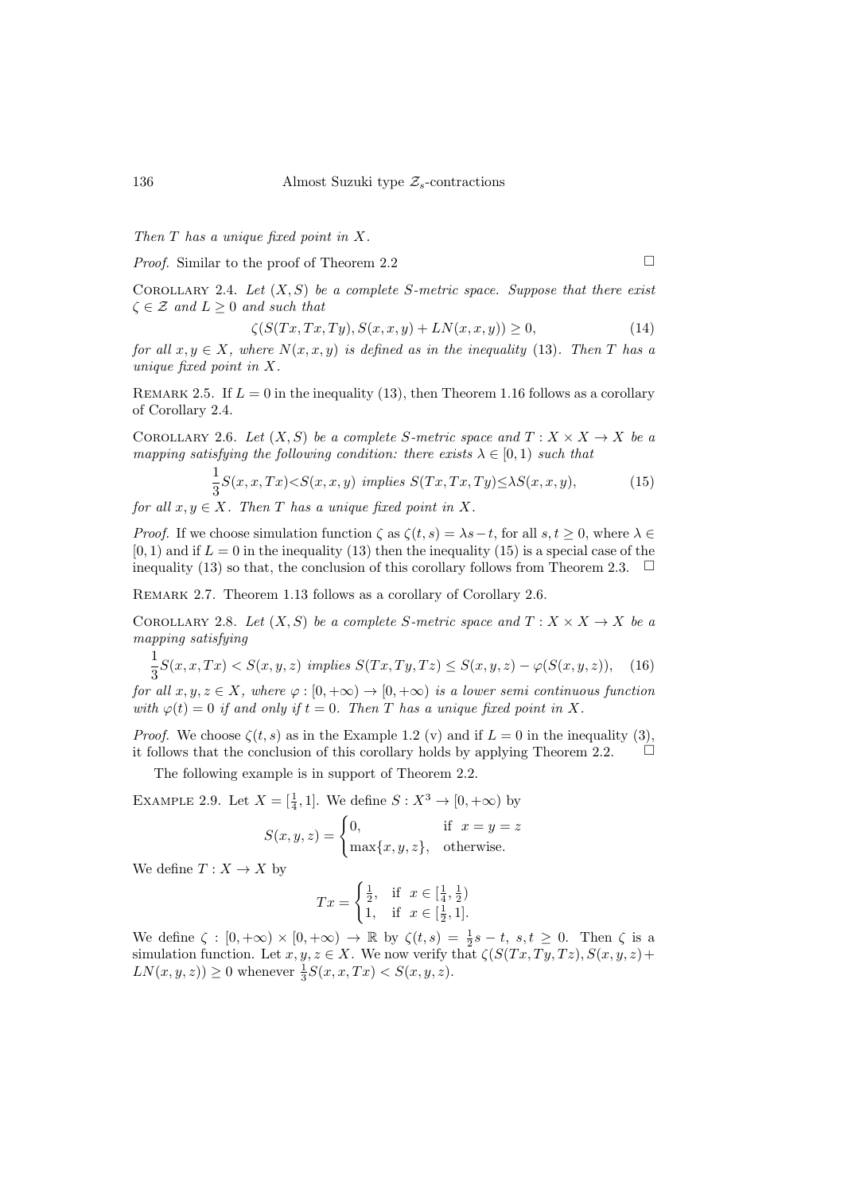*Then $T$ has a unique fixed point in $X$.*

*Proof.* Similar to the proof of Theorem 2.2 □

Corollary 2.4. *Let $(X, S)$ be a complete $S$-metric space. Suppose that there exist $\zeta \in \mathcal{Z}$ and $L \geq 0$ and such that*

$$\zeta(S(Tx, Tx, Ty), S(x, x, y) + LN(x, x, y)) \geq 0, \tag{14}$$

*for all $x, y \in X$, where $N(x, x, y)$ is defined as in the inequality (13). Then $T$ has a unique fixed point in $X$.*

Remark 2.5. If $L = 0$ in the inequality (13), then Theorem 1.16 follows as a corollary of Corollary 2.4.

Corollary 2.6. *Let $(X, S)$ be a complete $S$-metric space and $T : X \times X \to X$ be a mapping satisfying the following condition: there exists $\lambda \in [0, 1)$ such that*

$$\frac{1}{3}S(x, x, Tx) < S(x, x, y) \text{ implies } S(Tx, Tx, Ty) \leq \lambda S(x, x, y), \tag{15}$$

*for all $x, y \in X$. Then $T$ has a unique fixed point in $X$.*

*Proof.* If we choose simulation function $\zeta$ as $\zeta(t, s) = \lambda s - t$, for all $s, t \geq 0$, where $\lambda \in [0, 1)$ and if $L = 0$ in the inequality (13) then the inequality (15) is a special case of the inequality (13) so that, the conclusion of this corollary follows from Theorem 2.3. □

Remark 2.7. Theorem 1.13 follows as a corollary of Corollary 2.6.

Corollary 2.8. *Let $(X, S)$ be a complete $S$-metric space and $T : X \times X \to X$ be a mapping satisfying*

$$\frac{1}{3}S(x, x, Tx) < S(x, y, z) \text{ implies } S(Tx, Ty, Tz) \leq S(x, y, z) - \varphi(S(x, y, z)), \tag{16}$$

*for all $x, y, z \in X$, where $\varphi : [0, +\infty) \to [0, +\infty)$ is a lower semi continuous function with $\varphi(t) = 0$ if and only if $t = 0$. Then $T$ has a unique fixed point in $X$.*

*Proof.* We choose $\zeta(t, s)$ as in the Example 1.2 (v) and if $L = 0$ in the inequality (3), it follows that the conclusion of this corollary holds by applying Theorem 2.2. □

The following example is in support of Theorem 2.2.

Example 2.9. Let $X = [\frac{1}{4}, 1]$. We define $S : X^3 \to [0, +\infty)$ by

$$S(x, y, z) = \begin{cases} 0, & \text{if } x = y = z \\ \max\{x, y, z\}, & \text{otherwise.} \end{cases}$$

We define $T : X \to X$ by

$$Tx = \begin{cases} \frac{1}{2}, & \text{if } x \in [\frac{1}{4}, \frac{1}{2}) \\ 1, & \text{if } x \in [\frac{1}{2}, 1]. \end{cases}$$

We define $\zeta : [0, +\infty) \times [0, +\infty) \to \mathbb{R}$ by $\zeta(t, s) = \frac{1}{2}s - t$, $s, t \geq 0$. Then $\zeta$ is a simulation function. Let $x, y, z \in X$. We now verify that $\zeta(S(Tx, Ty, Tz), S(x, y, z) + LN(x, y, z)) \geq 0$ whenever $\frac{1}{3}S(x, x, Tx) < S(x, y, z)$.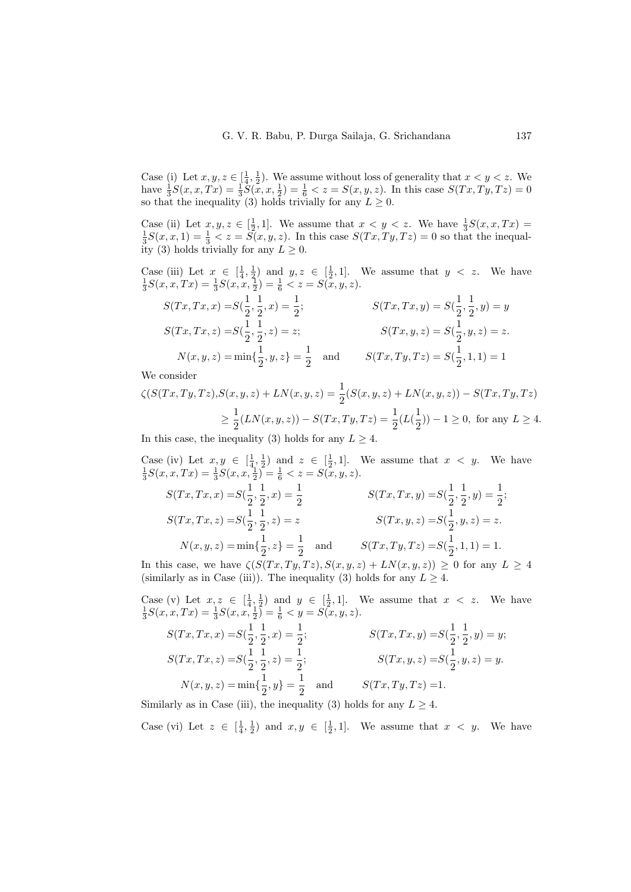Case (i) Let $x, y, z \in [\frac{1}{4}, \frac{1}{2})$. We assume without loss of generality that $x < y < z$. We have $\frac{1}{3}S(x, x, Tx) = \frac{1}{3}S(x, x, \frac{1}{2}) = \frac{1}{6} < z = S(x, y, z)$. In this case $S(Tx, Ty, Tz) = 0$ so that the inequality (3) holds trivially for any $L \geq 0$.

Case (ii) Let $x, y, z \in [\frac{1}{2}, 1]$. We assume that $x < y < z$. We have $\frac{1}{3}S(x, x, Tx) = \frac{1}{3}S(x, x, 1) = \frac{1}{3} < z = S(x, y, z)$. In this case $S(Tx, Ty, Tz) = 0$ so that the inequality (3) holds trivially for any $L \geq 0$.

Case (iii) Let $x \in [\frac{1}{4}, \frac{1}{2})$ and $y, z \in [\frac{1}{2}, 1]$. We assume that $y < z$. We have $\frac{1}{3}S(x, x, Tx) = \frac{1}{3}S(x, x, \frac{1}{2}) = \frac{1}{6} < z = S(x, y, z)$.

$$S(Tx, Tx, x) = S(\frac{1}{2}, \frac{1}{2}, x) = \frac{1}{2}; \qquad S(Tx, Tx, y) = S(\frac{1}{2}, \frac{1}{2}, y) = y$$

$$S(Tx, Tx, z) = S(\frac{1}{2}, \frac{1}{2}, z) = z; \qquad S(Tx, y, z) = S(\frac{1}{2}, y, z) = z.$$

$$N(x, y, z) = \min\{\frac{1}{2}, y, z\} = \frac{1}{2} \quad \text{and} \qquad S(Tx, Ty, Tz) = S(\frac{1}{2}, 1, 1) = 1$$

We consider

$$\begin{aligned}\zeta(S(Tx, Ty, Tz), S(x, y, z) + LN(x, y, z)) &= \frac{1}{2}(S(x, y, z) + LN(x, y, z)) - S(Tx, Ty, Tz)\\ &\geq \frac{1}{2}(LN(x, y, z)) - S(Tx, Ty, Tz) = \frac{1}{2}(L(\frac{1}{2})) - 1 \geq 0, \text{ for any } L \geq 4.\end{aligned}$$

In this case, the inequality (3) holds for any $L \geq 4$.

Case (iv) Let $x, y \in [\frac{1}{4}, \frac{1}{2})$ and $z \in [\frac{1}{2}, 1]$. We assume that $x < y$. We have $\frac{1}{3}S(x, x, Tx) = \frac{1}{3}S(x, x, \frac{1}{2}) = \frac{1}{6} < z = S(x, y, z)$.

$$S(Tx, Tx, x) = S(\frac{1}{2}, \frac{1}{2}, x) = \frac{1}{2} \qquad S(Tx, Tx, y) = S(\frac{1}{2}, \frac{1}{2}, y) = \frac{1}{2};$$

$$S(Tx, Tx, z) = S(\frac{1}{2}, \frac{1}{2}, z) = z \qquad S(Tx, y, z) = S(\frac{1}{2}, y, z) = z.$$

$$N(x, y, z) = \min\{\frac{1}{2}, z\} = \frac{1}{2} \quad \text{and} \qquad S(Tx, Ty, Tz) = S(\frac{1}{2}, 1, 1) = 1.$$

In this case, we have $\zeta(S(Tx, Ty, Tz), S(x, y, z) + LN(x, y, z)) \geq 0$ for any $L \geq 4$ (similarly as in Case (iii)). The inequality (3) holds for any $L \geq 4$.

Case (v) Let $x, z \in [\frac{1}{4}, \frac{1}{2})$ and $y \in [\frac{1}{2}, 1]$. We assume that $x < z$. We have $\frac{1}{3}S(x, x, Tx) = \frac{1}{3}S(x, x, \frac{1}{2}) = \frac{1}{6} < y = S(x, y, z)$.

$$S(Tx, Tx, x) = S(\frac{1}{2}, \frac{1}{2}, x) = \frac{1}{2}; \qquad S(Tx, Tx, y) = S(\frac{1}{2}, \frac{1}{2}, y) = y;$$

$$S(Tx, Tx, z) = S(\frac{1}{2}, \frac{1}{2}, z) = \frac{1}{2}; \qquad S(Tx, y, z) = S(\frac{1}{2}, y, z) = y.$$

$$N(x, y, z) = \min\{\frac{1}{2}, y\} = \frac{1}{2} \quad \text{and} \qquad S(Tx, Ty, Tz) = 1.$$

Similarly as in Case (iii), the inequality (3) holds for any $L \geq 4$.

Case (vi) Let $z \in [\frac{1}{4}, \frac{1}{2})$ and $x, y \in [\frac{1}{2}, 1]$. We assume that $x < y$. We have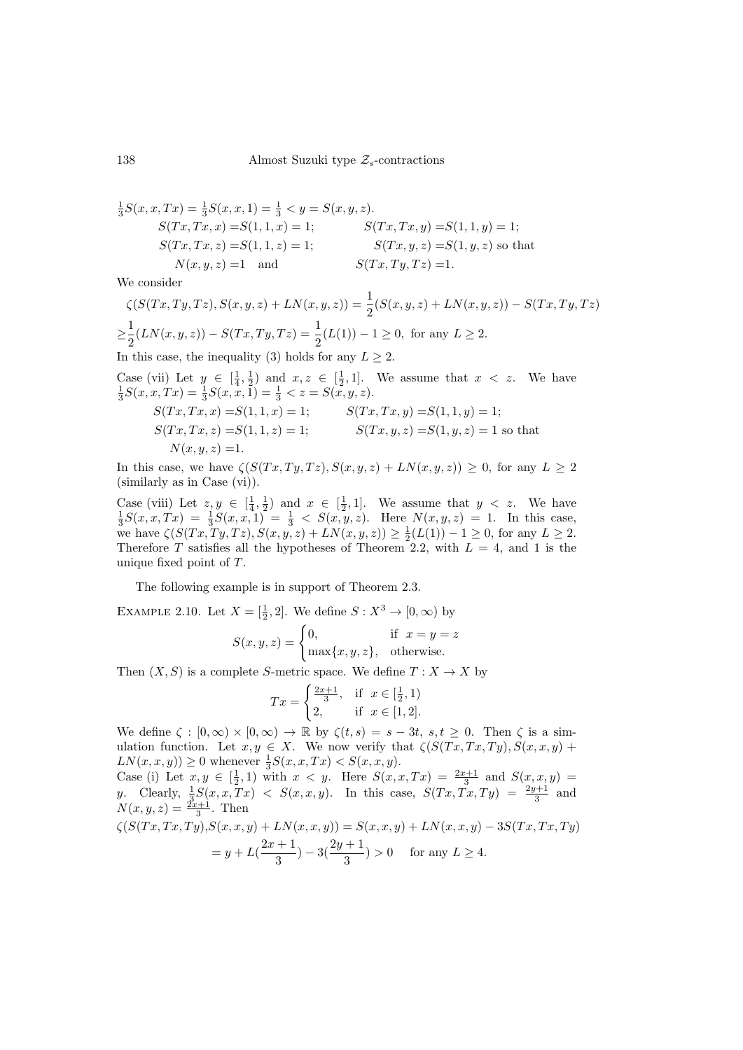$\frac{1}{3}S(x,x,Tx) = \frac{1}{3}S(x,x,1) = \frac{1}{3} < y = S(x,y,z)$.

$$S(Tx,Tx,x) = S(1,1,x) = 1; \qquad S(Tx,Tx,y) = S(1,1,y) = 1;$$
$$S(Tx,Tx,z) = S(1,1,z) = 1; \qquad S(Tx,y,z) = S(1,y,z) \text{ so that}$$
$$N(x,y,z) = 1 \quad \text{and} \qquad S(Tx,Ty,Tz) = 1.$$

We consider

$$\zeta(S(Tx,Ty,Tz), S(x,y,z) + LN(x,y,z)) = \frac{1}{2}(S(x,y,z) + LN(x,y,z)) - S(Tx,Ty,Tz)$$
$$\geq \frac{1}{2}(LN(x,y,z)) - S(Tx,Ty,Tz) = \frac{1}{2}(L(1)) - 1 \geq 0, \text{ for any } L \geq 2.$$

In this case, the inequality (3) holds for any $L \geq 2$.

Case (vii) Let $y \in [\frac{1}{4}, \frac{1}{2})$ and $x, z \in [\frac{1}{2}, 1]$. We assume that $x < z$. We have $\frac{1}{3}S(x,x,Tx) = \frac{1}{3}S(x,x,1) = \frac{1}{3} < z = S(x,y,z)$.

$$S(Tx,Tx,x) = S(1,1,x) = 1; \qquad S(Tx,Tx,y) = S(1,1,y) = 1;$$
$$S(Tx,Tx,z) = S(1,1,z) = 1; \qquad S(Tx,y,z) = S(1,y,z) = 1 \text{ so that}$$
$$N(x,y,z) = 1.$$

In this case, we have $\zeta(S(Tx,Ty,Tz), S(x,y,z) + LN(x,y,z)) \geq 0$, for any $L \geq 2$ (similarly as in Case (vi)).

Case (viii) Let $z, y \in [\frac{1}{4}, \frac{1}{2})$ and $x \in [\frac{1}{2}, 1]$. We assume that $y < z$. We have $\frac{1}{3}S(x,x,Tx) = \frac{1}{3}S(x,x,1) = \frac{1}{3} < S(x,y,z)$. Here $N(x,y,z) = 1$. In this case, we have $\zeta(S(Tx,Ty,Tz), S(x,y,z) + LN(x,y,z)) \geq \frac{1}{2}(L(1)) - 1 \geq 0$, for any $L \geq 2$. Therefore $T$ satisfies all the hypotheses of Theorem 2.2, with $L = 4$, and 1 is the unique fixed point of $T$.

The following example is in support of Theorem 2.3.

EXAMPLE 2.10. Let $X = [\frac{1}{2}, 2]$. We define $S : X^3 \to [0, \infty)$ by

$$S(x,y,z) = \begin{cases} 0, & \text{if } x = y = z \\ \max\{x,y,z\}, & \text{otherwise.} \end{cases}$$

Then $(X, S)$ is a complete $S$-metric space. We define $T : X \to X$ by

$$Tx = \begin{cases} \frac{2x+1}{3}, & \text{if } x \in [\frac{1}{2}, 1) \\ 2, & \text{if } x \in [1, 2]. \end{cases}$$

We define $\zeta : [0,\infty) \times [0,\infty) \to \mathbb{R}$ by $\zeta(t,s) = s - 3t$, $s, t \geq 0$. Then $\zeta$ is a simulation function. Let $x, y \in X$. We now verify that $\zeta(S(Tx,Tx,Ty), S(x,x,y) + LN(x,x,y)) \geq 0$ whenever $\frac{1}{3}S(x,x,Tx) < S(x,x,y)$.

Case (i) Let $x, y \in [\frac{1}{2}, 1)$ with $x < y$. Here $S(x,x,Tx) = \frac{2x+1}{3}$ and $S(x,x,y) = y$. Clearly, $\frac{1}{3}S(x,x,Tx) < S(x,x,y)$. In this case, $S(Tx,Tx,Ty) = \frac{2y+1}{3}$ and $N(x,y,z) = \frac{2x+1}{3}$. Then

$$\zeta(S(Tx,Tx,Ty), S(x,x,y) + LN(x,x,y)) = S(x,x,y) + LN(x,x,y) - 3S(Tx,Tx,Ty)$$
$$= y + L(\frac{2x+1}{3}) - 3(\frac{2y+1}{3}) > 0 \quad \text{for any } L \geq 4.$$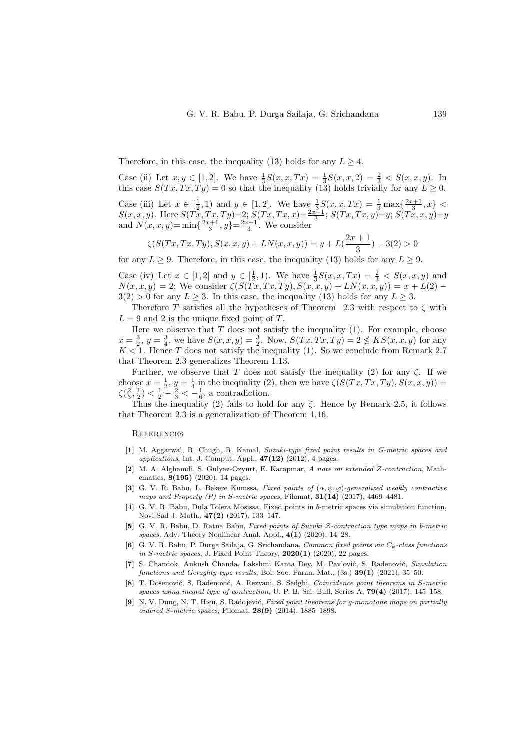Therefore, in this case, the inequality (13) holds for any $L \geq 4$.

Case (ii) Let $x, y \in [1,2]$. We have $\frac{1}{3}S(x,x,Tx) = \frac{1}{3}S(x,x,2) = \frac{2}{3} < S(x,x,y)$. In this case $S(Tx,Tx,Ty) = 0$ so that the inequality (13) holds trivially for any $L \geq 0$.

Case (iii) Let $x \in [\frac{1}{2},1)$ and $y \in [1,2]$. We have $\frac{1}{3}S(x,x,Tx) = \frac{1}{3}\max\{\frac{2x+1}{3}, x\} < S(x,x,y)$. Here $S(Tx,Tx,Ty)$=2; $S(Tx,Tx,x)$=$\frac{2x+1}{3}$; $S(Tx,Tx,y)$=$y$; $S(Tx,x,y)$=$y$ and $N(x,x,y)$=$\min\{\frac{2x+1}{3}, y\}$=$\frac{2x+1}{3}$. We consider

$$\zeta(S(Tx,Tx,Ty), S(x,x,y) + LN(x,x,y)) = y + L(\frac{2x+1}{3}) - 3(2) > 0$$

for any $L \geq 9$. Therefore, in this case, the inequality (13) holds for any $L \geq 9$.

Case (iv) Let $x \in [1,2]$ and $y \in [\frac{1}{2},1)$. We have $\frac{1}{3}S(x,x,Tx) = \frac{2}{3} < S(x,x,y)$ and $N(x,x,y) = 2$; We consider $\zeta(S(Tx,Tx,Ty), S(x,x,y) + LN(x,x,y)) = x + L(2) - 3(2) > 0$ for any $L \geq 3$. In this case, the inequality (13) holds for any $L \geq 3$.

Therefore $T$ satisfies all the hypotheses of Theorem 2.3 with respect to $\zeta$ with $L = 9$ and 2 is the unique fixed point of $T$.

Here we observe that $T$ does not satisfy the inequality (1). For example, choose $x = \frac{3}{2}$, $y = \frac{3}{4}$, we have $S(x,x,y) = \frac{3}{2}$. Now, $S(Tx,Tx,Ty) = 2 \nleq KS(x,x,y)$ for any $K < 1$. Hence $T$ does not satisfy the inequality (1). So we conclude from Remark 2.7 that Theorem 2.3 generalizes Theorem 1.13.

Further, we observe that $T$ does not satisfy the inequality (2) for any $\zeta$. If we choose $x = \frac{1}{2}$, $y = \frac{1}{4}$ in the inequality (2), then we have $\zeta(S(Tx,Tx,Ty), S(x,x,y)) = \zeta(\frac{2}{3}, \frac{1}{2}) < \frac{1}{2} - \frac{2}{3} < -\frac{1}{6}$, a contradiction.

Thus the inequality (2) fails to hold for any $\zeta$. Hence by Remark 2.5, it follows that Theorem 2.3 is a generalization of Theorem 1.16.

## References

**[1]** M. Aggarwal, R. Chugh, R. Kamal, *Suzuki-type fixed point results in G-metric spaces and applications*, Int. J. Comput. Appl., **47(12)** (2012), 4 pages.

**[2]** M. A. Alghamdi, S. Gulyaz-Ozyurt, E. Karapınar, *A note on extended Z-contraction*, Mathematics, **8(195)** (2020), 14 pages.

**[3]** G. V. R. Babu, L. Bekere Kumssa, *Fixed points of $(\alpha, \psi, \varphi)$-generalized weakly contractive maps and Property (P) in S-metric spaces*, Filomat, **31(14)** (2017), 4469–4481.

**[4]** G. V. R. Babu, Dula Tolera Mosissa, Fixed points in b-metric spaces via simulation function, Novi Sad J. Math., **47(2)** (2017), 133–147.

**[5]** G. V. R. Babu, D. Ratna Babu, *Fixed points of Suzuki $\mathcal{Z}$-contraction type maps in b-metric spaces*, Adv. Theory Nonlinear Anal. Appl., **4(1)** (2020), 14–28.

**[6]** G. V. R. Babu, P. Durga Sailaja, G. Srichandana, *Common fixed points via $C_k$-class functions in S-metric spaces*, J. Fixed Point Theory, **2020(1)** (2020), 22 pages.

**[7]** S. Chandok, Ankush Chanda, Lakshmi Kanta Dey, M. Pavlović, S. Radenović, *Simulation functions and Geraghty type results*, Bol. Soc. Paran. Mat., (3s.) **39(1)** (2021), 35–50.

**[8]** T. Došenović, S. Radenović, A. Rezvani, S. Sedghi, *Coincidence point theorems in S-metric spaces using inegral type of contraction*, U. P. B. Sci. Bull, Series A, **79(4)** (2017), 145–158.

**[9]** N. V. Dung, N. T. Hieu, S. Radojević, *Fixed point theorems for g-monotone maps on partially ordered S-metric spaces*, Filomat, **28(9)** (2014), 1885–1898.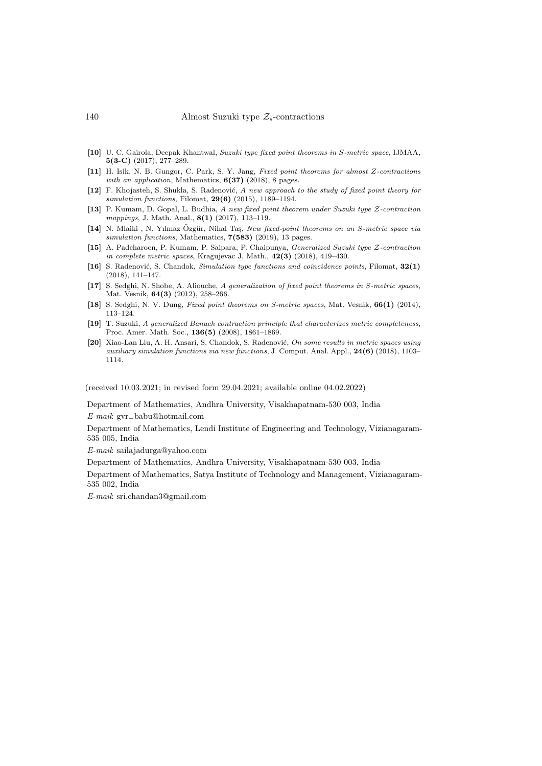**[10]** U. C. Gairola, Deepak Khantwal, *Suzuki type fixed point theorems in S-metric space*, IJMAA, **5(3-C)** (2017), 277–289.

**[11]** H. Isik, N. B. Gungor, C. Park, S. Y. Jang, *Fixed point theorems for almost Z-contractions with an application*, Mathematics, **6(37)** (2018), 8 pages.

**[12]** F. Khojasteh, S. Shukla, S. Radenović, *A new approach to the study of fixed point theory for simulation functions*, Filomat, **29(6)** (2015), 1189–1194.

**[13]** P. Kumam, D. Gopal, L. Budhia, *A new fixed point theorem under Suzuki type $\mathcal{Z}$-contraction mappings*, J. Math. Anal., **8(1)** (2017), 113–119.

**[14]** N. Mlaiki , N. Yılmaz Özgür, Nihal Taş, *New fixed-point theorems on an S-metric space via simulation functions*, Mathematics, **7(583)** (2019), 13 pages.

**[15]** A. Padcharoen, P. Kumam, P. Saipara, P. Chaipunya, *Generalized Suzuki type $\mathcal{Z}$-contraction in complete metric spaces*, Kragujevac J. Math., **42(3)** (2018), 419–430.

**[16]** S. Radenović, S. Chandok, *Simulation type functions and coincidence points*, Filomat, **32(1)** (2018), 141–147.

**[17]** S. Sedghi, N. Shobe, A. Aliouche, *A generalization of fixed point theorems in S-metric spaces*, Mat. Vesnik, **64(3)** (2012), 258–266.

**[18]** S. Sedghi, N. V. Dung, *Fixed point theorems on S-metric spaces*, Mat. Vesnik, **66(1)** (2014), 113–124.

**[19]** T. Suzuki, *A generalized Banach contraction principle that characterizes metric completeness*, Proc. Amer. Math. Soc., **136(5)** (2008), 1861–1869.

**[20]** Xiao-Lan Liu, A. H. Ansari, S. Chandok, S. Radenović, *On some results in metric spaces using auxiliary simulation functions via new functions*, J. Comput. Anal. Appl., **24(6)** (2018), 1103–1114.

(received 10.03.2021; in revised form 29.04.2021; available online 04.02.2022)

Department of Mathematics, Andhra University, Visakhapatnam-530 003, India

*E-mail*: gvr_babu@hotmail.com

Department of Mathematics, Lendi Institute of Engineering and Technology, Vizianagaram-535 005, India

*E-mail*: sailajadurga@yahoo.com

Department of Mathematics, Andhra University, Visakhapatnam-530 003, India

Department of Mathematics, Satya Institute of Technology and Management, Vizianagaram-535 002, India

*E-mail*: sri.chandan3@gmail.com